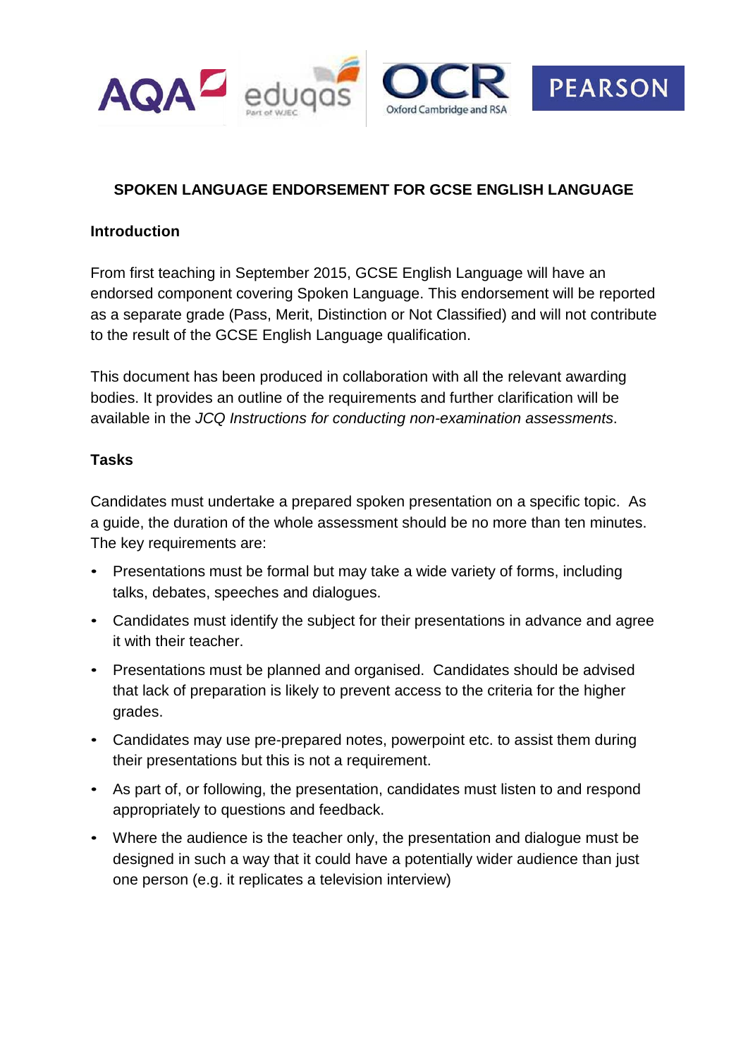# SPOKEN LANGUAGE ENDORSEMENT FOR GCSE ENGLISH LANGUAGE

## Introduction

From first teaching in September 2015, GCSE English Language will have an endorsed component covering Spoken Language. This endorsement will be reported as a separate grade (Pass, Merit, Distinction or Not Classified) and will not contribute to the result of the GCSE English Language qualification.

This document has been produced in collaboration with all the relevant awarding bodies. It provides an outline of the requirements and further clarification will be available in the *JCQ Instructions for conducting non-examination assessments*.

## Tasks

Candidates must undertake a prepared spoken presentation on a specific topic. As a guide, the duration of the whole assessment should be no more than ten minutes. The key requirements are:

- Presentations must be formal but may take a wide variety of forms, including talks, debates, speeches and dialogues.
- Candidates must identify the subject for their presentations in advance and agree it with their teacher.
- Presentations must be planned and organised. Candidates should be advised that lack of preparation is likely to prevent access to the criteria for the higher grades.
- Candidates may use pre-prepared notes, powerpoint etc. to assist them during their presentations but this is not a requirement.
- As part of, or following, the presentation, candidates must listen to and respond appropriately to questions and feedback.
- Where the audience is the teacher only, the presentation and dialogue must be designed in such a way that it could have a potentially wider audience than just one person (e.g. it replicates a television interview)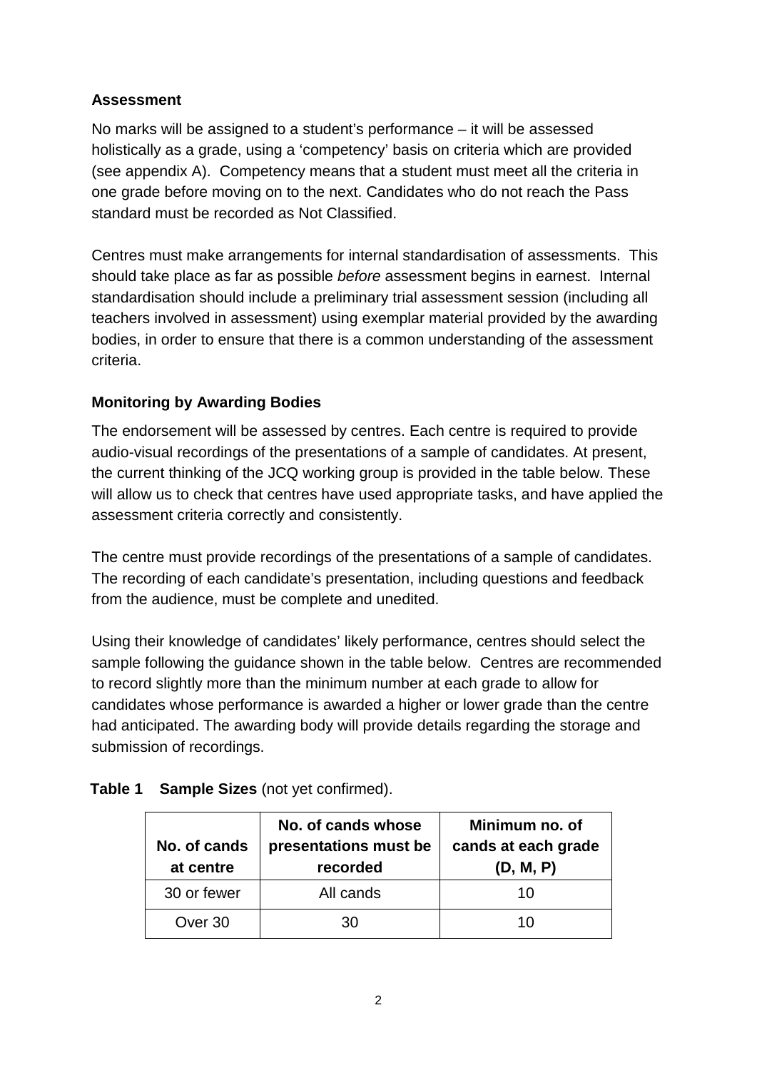**Assessment**

No marks will be assigned to a student's performance – it will be assessed holistically as a grade, using a 'competency' basis on criteria which are provided (see appendix A). Competency means that a student must meet all the criteria in one grade before moving on to the next. Candidates who do not reach the Pass standard must be recorded as Not Classified.

Centres must make arrangements for internal standardisation of assessments. This should take place as far as possible *before* assessment begins in earnest. Internal standardisation should include a preliminary trial assessment session (including all teachers involved in assessment) using exemplar material provided by the awarding bodies, in order to ensure that there is a common understanding of the assessment criteria.

**Monitoring by Awarding Bodies**

The endorsement will be assessed by centres. Each centre is required to provide audio-visual recordings of the presentations of a sample of candidates. At present, the current thinking of the JCQ working group is provided in the table below. These will allow us to check that centres have used appropriate tasks, and have applied the assessment criteria correctly and consistently.

The centre must provide recordings of the presentations of a sample of candidates. The recording of each candidate's presentation, including questions and feedback from the audience, must be complete and unedited.

Using their knowledge of candidates' likely performance, centres should select the sample following the guidance shown in the table below. Centres are recommended to record slightly more than the minimum number at each grade to allow for candidates whose performance is awarded a higher or lower grade than the centre had anticipated. The awarding body will provide details regarding the storage and submission of recordings.

**Table 1 Sample Sizes** (not yet confirmed).

| No. of cands at centre | No. of cands whose presentations must be recorded | Minimum no. of cands at each grade (D, M, P) |
|---|---|---|
| 30 or fewer | All cands | 10 |
| Over 30 | 30 | 10 |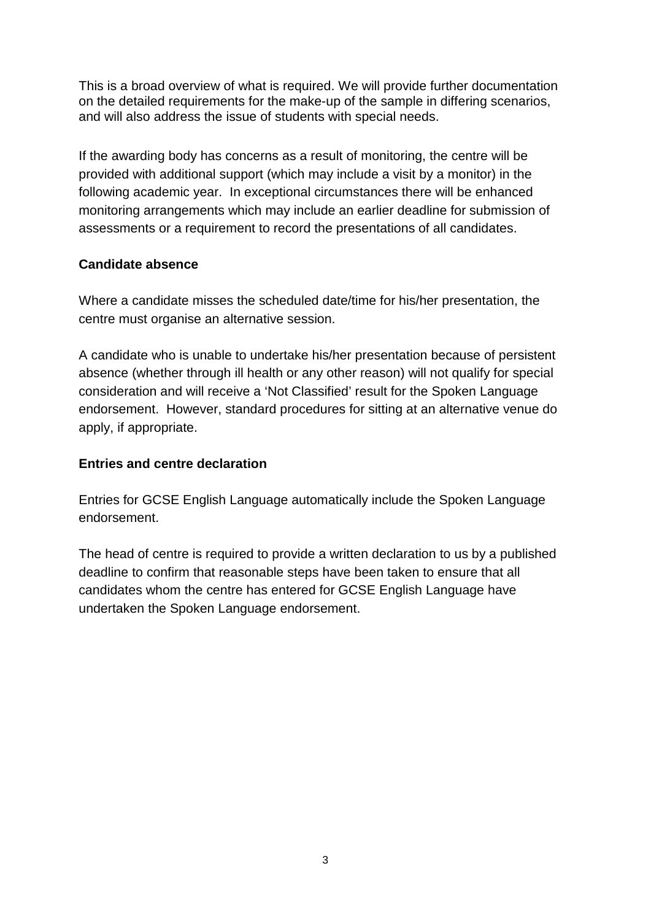This is a broad overview of what is required. We will provide further documentation on the detailed requirements for the make-up of the sample in differing scenarios, and will also address the issue of students with special needs.

If the awarding body has concerns as a result of monitoring, the centre will be provided with additional support (which may include a visit by a monitor) in the following academic year. In exceptional circumstances there will be enhanced monitoring arrangements which may include an earlier deadline for submission of assessments or a requirement to record the presentations of all candidates.

**Candidate absence**

Where a candidate misses the scheduled date/time for his/her presentation, the centre must organise an alternative session.

A candidate who is unable to undertake his/her presentation because of persistent absence (whether through ill health or any other reason) will not qualify for special consideration and will receive a 'Not Classified' result for the Spoken Language endorsement. However, standard procedures for sitting at an alternative venue do apply, if appropriate.

**Entries and centre declaration**

Entries for GCSE English Language automatically include the Spoken Language endorsement.

The head of centre is required to provide a written declaration to us by a published deadline to confirm that reasonable steps have been taken to ensure that all candidates whom the centre has entered for GCSE English Language have undertaken the Spoken Language endorsement.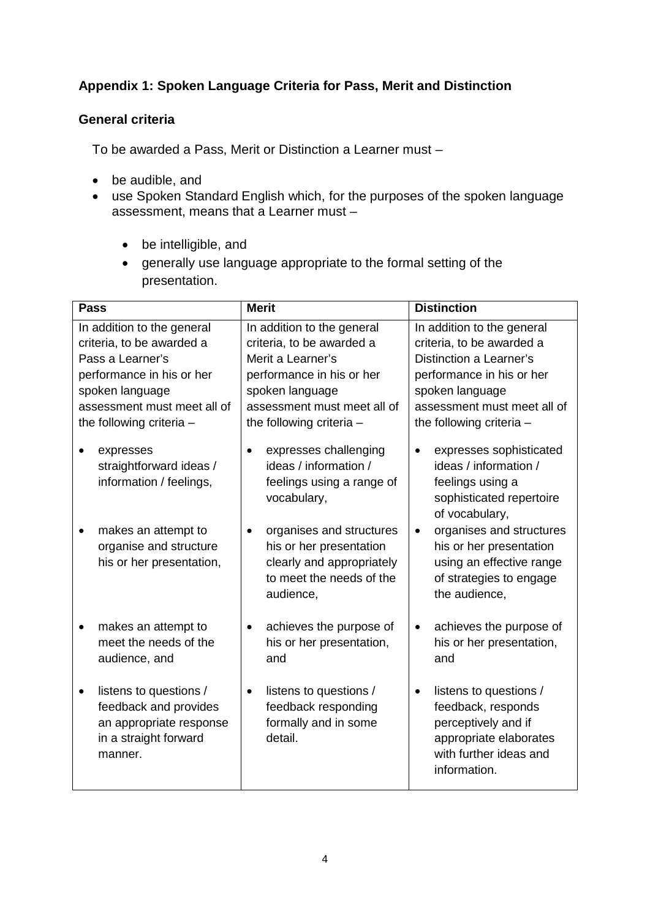## Appendix 1: Spoken Language Criteria for Pass, Merit and Distinction

### General criteria

To be awarded a Pass, Merit or Distinction a Learner must –

- be audible, and
- use Spoken Standard English which, for the purposes of the spoken language assessment, means that a Learner must –
  - be intelligible, and
  - generally use language appropriate to the formal setting of the presentation.

| Pass | Merit | Distinction |
| --- | --- | --- |
| In addition to the general criteria, to be awarded a Pass a Learner's performance in his or her spoken language assessment must meet all of the following criteria – | In addition to the general criteria, to be awarded a Merit a Learner's performance in his or her spoken language assessment must meet all of the following criteria – | In addition to the general criteria, to be awarded a Distinction a Learner's performance in his or her spoken language assessment must meet all of the following criteria – |
| • expresses straightforward ideas / information / feelings, | • expresses challenging ideas / information / feelings using a range of vocabulary, | • expresses sophisticated ideas / information / feelings using a sophisticated repertoire of vocabulary, |
| • makes an attempt to organise and structure his or her presentation, | • organises and structures his or her presentation clearly and appropriately to meet the needs of the audience, | • organises and structures his or her presentation using an effective range of strategies to engage the audience, |
| • makes an attempt to meet the needs of the audience, and | • achieves the purpose of his or her presentation, and | • achieves the purpose of his or her presentation, and |
| • listens to questions / feedback and provides an appropriate response in a straight forward manner. | • listens to questions / feedback responding formally and in some detail. | • listens to questions / feedback, responds perceptively and if appropriate elaborates with further ideas and information. |